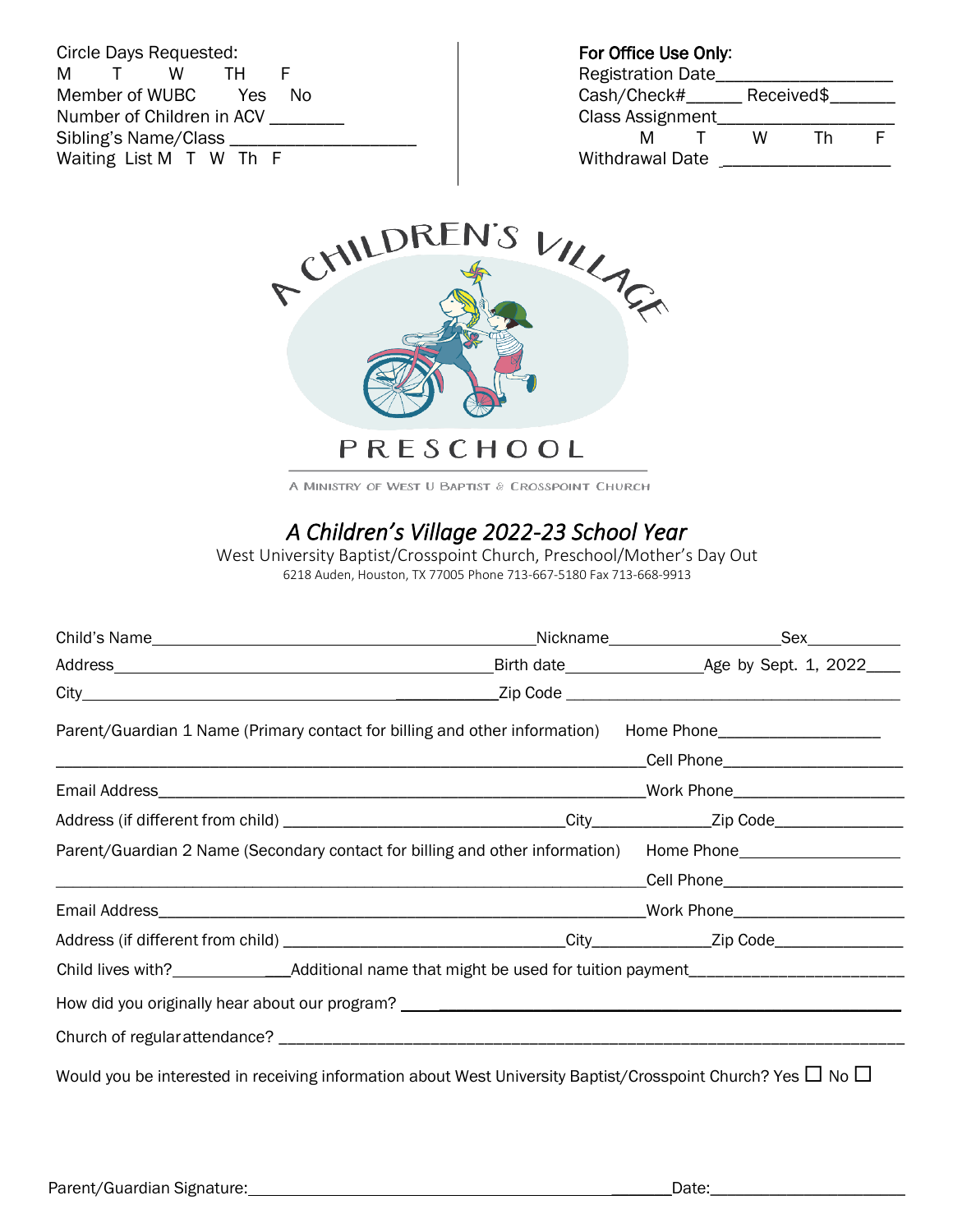Circle Days Requested:
M T W TH F
Member of WUBC Yes No
Number of Children in ACV ________
Sibling's Name/Class ____________________
Waiting List M T W Th F

**For Office Use Only**:
Registration Date__________________
Cash/Check#______ Received$_______
Class Assignment__________________
M T W Th F
Withdrawal Date __________________

A CHILDREN'S VILLAGE

PRESCHOOL

A MINISTRY OF WEST U BAPTIST & CROSSPOINT CHURCH

## *A Children's Village 2022-23 School Year*

West University Baptist/Crosspoint Church, Preschool/Mother's Day Out
6218 Auden, Houston, TX 77005 Phone 713-667-5180 Fax 713-668-9913

Child's Name____________________________________________Nickname____________________Sex___________

Address____________________________________________Birth date________________Age by Sept. 1, 2022____

City________________________________________________Zip Code ________________________________________

Parent/Guardian 1 Name (Primary contact for billing and other information) Home Phone___________________

________________________________________________________________________Cell Phone_____________________

Email Address_______________________________________________________Work Phone____________________

Address (if different from child) ________________________________City______________Zip Code_______________

Parent/Guardian 2 Name (Secondary contact for billing and other information) Home Phone___________________

________________________________________________________________________Cell Phone_____________________

Email Address_______________________________________________________Work Phone____________________

Address (if different from child) ________________________________City______________Zip Code_______________

Child lives with?________________Additional name that might be used for tuition payment________________________

How did you originally hear about our program? ________________________________________________________

Church of regular attendance? _______________________________________________________________________

Would you be interested in receiving information about West University Baptist/Crosspoint Church? Yes ☐ No ☐

Parent/Guardian Signature:_______________________________________________________Date:______________________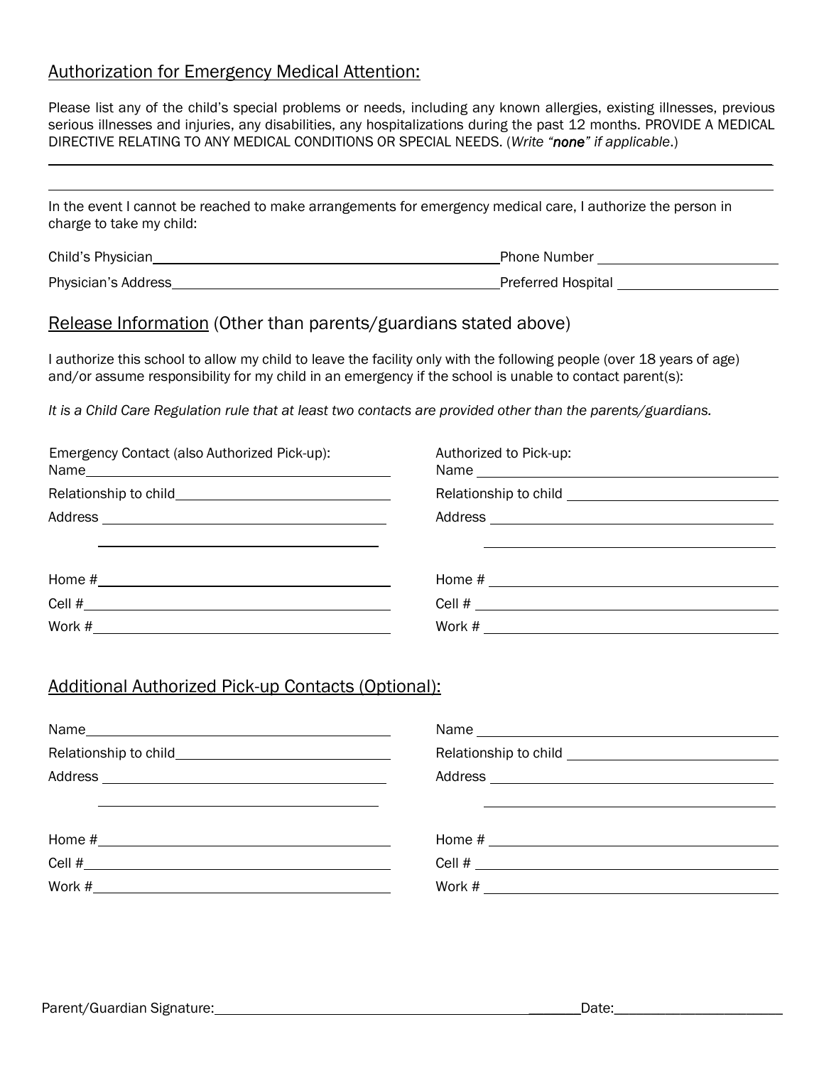## Authorization for Emergency Medical Attention:

Please list any of the child's special problems or needs, including any known allergies, existing illnesses, previous serious illnesses and injuries, any disabilities, any hospitalizations during the past 12 months. PROVIDE A MEDICAL DIRECTIVE RELATING TO ANY MEDICAL CONDITIONS OR SPECIAL NEEDS. (*Write "none" if applicable*.)

\_\_\_\_\_\_\_\_\_\_\_\_\_\_\_\_\_\_\_\_\_\_\_\_\_\_\_\_\_\_\_\_\_\_\_\_\_\_\_\_\_\_\_\_\_\_\_\_\_\_\_\_\_\_\_\_\_\_\_\_\_\_\_\_\_\_\_\_\_\_\_\_\_\_\_\_\_\_

\_\_\_\_\_\_\_\_\_\_\_\_\_\_\_\_\_\_\_\_\_\_\_\_\_\_\_\_\_\_\_\_\_\_\_\_\_\_\_\_\_\_\_\_\_\_\_\_\_\_\_\_\_\_\_\_\_\_\_\_\_\_\_\_\_\_\_\_\_\_\_\_\_\_\_\_\_\_

In the event I cannot be reached to make arrangements for emergency medical care, I authorize the person in charge to take my child:

Child's Physician\_\_\_\_\_\_\_\_\_\_\_\_\_\_\_\_\_\_\_\_\_\_\_\_\_\_\_\_\_\_\_\_\_\_\_\_\_\_\_\_ Phone Number \_\_\_\_\_\_\_\_\_\_\_\_\_\_\_\_\_\_\_\_\_\_

Physician's Address\_\_\_\_\_\_\_\_\_\_\_\_\_\_\_\_\_\_\_\_\_\_\_\_\_\_\_\_\_\_\_\_\_\_\_\_\_\_ Preferred Hospital \_\_\_\_\_\_\_\_\_\_\_\_\_\_\_\_\_\_\_\_

## Release Information (Other than parents/guardians stated above)

I authorize this school to allow my child to leave the facility only with the following people (over 18 years of age) and/or assume responsibility for my child in an emergency if the school is unable to contact parent(s):

*It is a Child Care Regulation rule that at least two contacts are provided other than the parents/guardians.*

Emergency Contact (also Authorized Pick-up):

Name\_\_\_\_\_\_\_\_\_\_\_\_\_\_\_\_\_\_\_\_\_\_\_\_\_\_\_\_\_\_\_\_\_\_\_\_

Relationship to child\_\_\_\_\_\_\_\_\_\_\_\_\_\_\_\_\_\_\_\_\_\_\_\_\_\_

Address \_\_\_\_\_\_\_\_\_\_\_\_\_\_\_\_\_\_\_\_\_\_\_\_\_\_\_\_\_\_\_\_\_\_\_

\_\_\_\_\_\_\_\_\_\_\_\_\_\_\_\_\_\_\_\_\_\_\_\_\_\_\_\_\_\_\_\_\_\_\_

Home #\_\_\_\_\_\_\_\_\_\_\_\_\_\_\_\_\_\_\_\_\_\_\_\_\_\_\_\_\_\_\_\_\_\_\_

Cell #\_\_\_\_\_\_\_\_\_\_\_\_\_\_\_\_\_\_\_\_\_\_\_\_\_\_\_\_\_\_\_\_\_\_\_\_

Work #\_\_\_\_\_\_\_\_\_\_\_\_\_\_\_\_\_\_\_\_\_\_\_\_\_\_\_\_\_\_\_\_\_\_\_

Authorized to Pick-up:

Name \_\_\_\_\_\_\_\_\_\_\_\_\_\_\_\_\_\_\_\_\_\_\_\_\_\_\_\_\_\_\_\_\_\_\_\_

Relationship to child \_\_\_\_\_\_\_\_\_\_\_\_\_\_\_\_\_\_\_\_\_\_\_\_\_\_

Address \_\_\_\_\_\_\_\_\_\_\_\_\_\_\_\_\_\_\_\_\_\_\_\_\_\_\_\_\_\_\_\_\_\_\_

\_\_\_\_\_\_\_\_\_\_\_\_\_\_\_\_\_\_\_\_\_\_\_\_\_\_\_\_\_\_\_\_\_\_\_

Home # \_\_\_\_\_\_\_\_\_\_\_\_\_\_\_\_\_\_\_\_\_\_\_\_\_\_\_\_\_\_\_\_\_\_\_

Cell # \_\_\_\_\_\_\_\_\_\_\_\_\_\_\_\_\_\_\_\_\_\_\_\_\_\_\_\_\_\_\_\_\_\_\_\_

Work # \_\_\_\_\_\_\_\_\_\_\_\_\_\_\_\_\_\_\_\_\_\_\_\_\_\_\_\_\_\_\_\_\_\_\_

## Additional Authorized Pick-up Contacts (Optional):

Name\_\_\_\_\_\_\_\_\_\_\_\_\_\_\_\_\_\_\_\_\_\_\_\_\_\_\_\_\_\_\_\_\_\_\_\_

Relationship to child\_\_\_\_\_\_\_\_\_\_\_\_\_\_\_\_\_\_\_\_\_\_\_\_\_\_

Address \_\_\_\_\_\_\_\_\_\_\_\_\_\_\_\_\_\_\_\_\_\_\_\_\_\_\_\_\_\_\_\_\_\_\_

\_\_\_\_\_\_\_\_\_\_\_\_\_\_\_\_\_\_\_\_\_\_\_\_\_\_\_\_\_\_\_\_\_\_\_

Home #\_\_\_\_\_\_\_\_\_\_\_\_\_\_\_\_\_\_\_\_\_\_\_\_\_\_\_\_\_\_\_\_\_\_\_

Cell #\_\_\_\_\_\_\_\_\_\_\_\_\_\_\_\_\_\_\_\_\_\_\_\_\_\_\_\_\_\_\_\_\_\_\_\_

Work #\_\_\_\_\_\_\_\_\_\_\_\_\_\_\_\_\_\_\_\_\_\_\_\_\_\_\_\_\_\_\_\_\_\_\_

Name \_\_\_\_\_\_\_\_\_\_\_\_\_\_\_\_\_\_\_\_\_\_\_\_\_\_\_\_\_\_\_\_\_\_\_\_

Relationship to child \_\_\_\_\_\_\_\_\_\_\_\_\_\_\_\_\_\_\_\_\_\_\_\_\_\_

Address \_\_\_\_\_\_\_\_\_\_\_\_\_\_\_\_\_\_\_\_\_\_\_\_\_\_\_\_\_\_\_\_\_\_\_

\_\_\_\_\_\_\_\_\_\_\_\_\_\_\_\_\_\_\_\_\_\_\_\_\_\_\_\_\_\_\_\_\_\_\_

Home # \_\_\_\_\_\_\_\_\_\_\_\_\_\_\_\_\_\_\_\_\_\_\_\_\_\_\_\_\_\_\_\_\_\_\_

Cell # \_\_\_\_\_\_\_\_\_\_\_\_\_\_\_\_\_\_\_\_\_\_\_\_\_\_\_\_\_\_\_\_\_\_\_\_

Work # \_\_\_\_\_\_\_\_\_\_\_\_\_\_\_\_\_\_\_\_\_\_\_\_\_\_\_\_\_\_\_\_\_\_\_

Parent/Guardian Signature:\_\_\_\_\_\_\_\_\_\_\_\_\_\_\_\_\_\_\_\_\_\_\_\_\_\_\_\_\_\_\_\_\_\_\_\_\_\_\_\_\_\_\_\_ Date:\_\_\_\_\_\_\_\_\_\_\_\_\_\_\_\_\_\_\_\_\_\_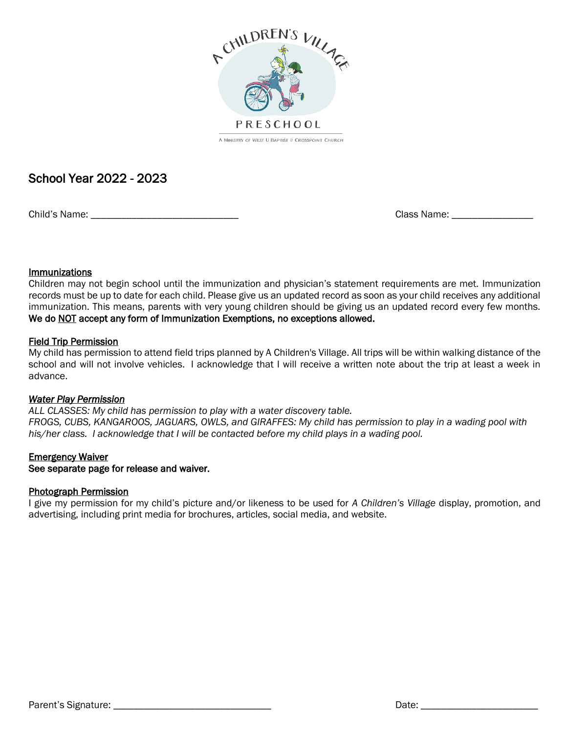A CHILDREN'S VILLAGE

PRESCHOOL

A MINISTRY OF WEST U BAPTIST // CROSSPOINT CHURCH

## School Year 2022 - 2023

Child's Name: ______________________________ Class Name: ________________

**Immunizations**

Children may not begin school until the immunization and physician's statement requirements are met. Immunization records must be up to date for each child. Please give us an updated record as soon as your child receives any additional immunization. This means, parents with very young children should be giving us an updated record every few months. **We do NOT accept any form of Immunization Exemptions, no exceptions allowed.**

**Field Trip Permission**

My child has permission to attend field trips planned by A Children's Village. All trips will be within walking distance of the school and will not involve vehicles. I acknowledge that I will receive a written note about the trip at least a week in advance.

***Water Play Permission***

*ALL CLASSES: My child has permission to play with a water discovery table.*
*FROGS, CUBS, KANGAROOS, JAGUARS, OWLS, and GIRAFFES: My child has permission to play in a wading pool with his/her class. I acknowledge that I will be contacted before my child plays in a wading pool.*

**Emergency Waiver**

**See separate page for release and waiver.**

**Photograph Permission**

I give my permission for my child's picture and/or likeness to be used for *A Children's Village* display, promotion, and advertising, including print media for brochures, articles, social media, and website.

Parent's Signature: ________________________________ Date: ________________________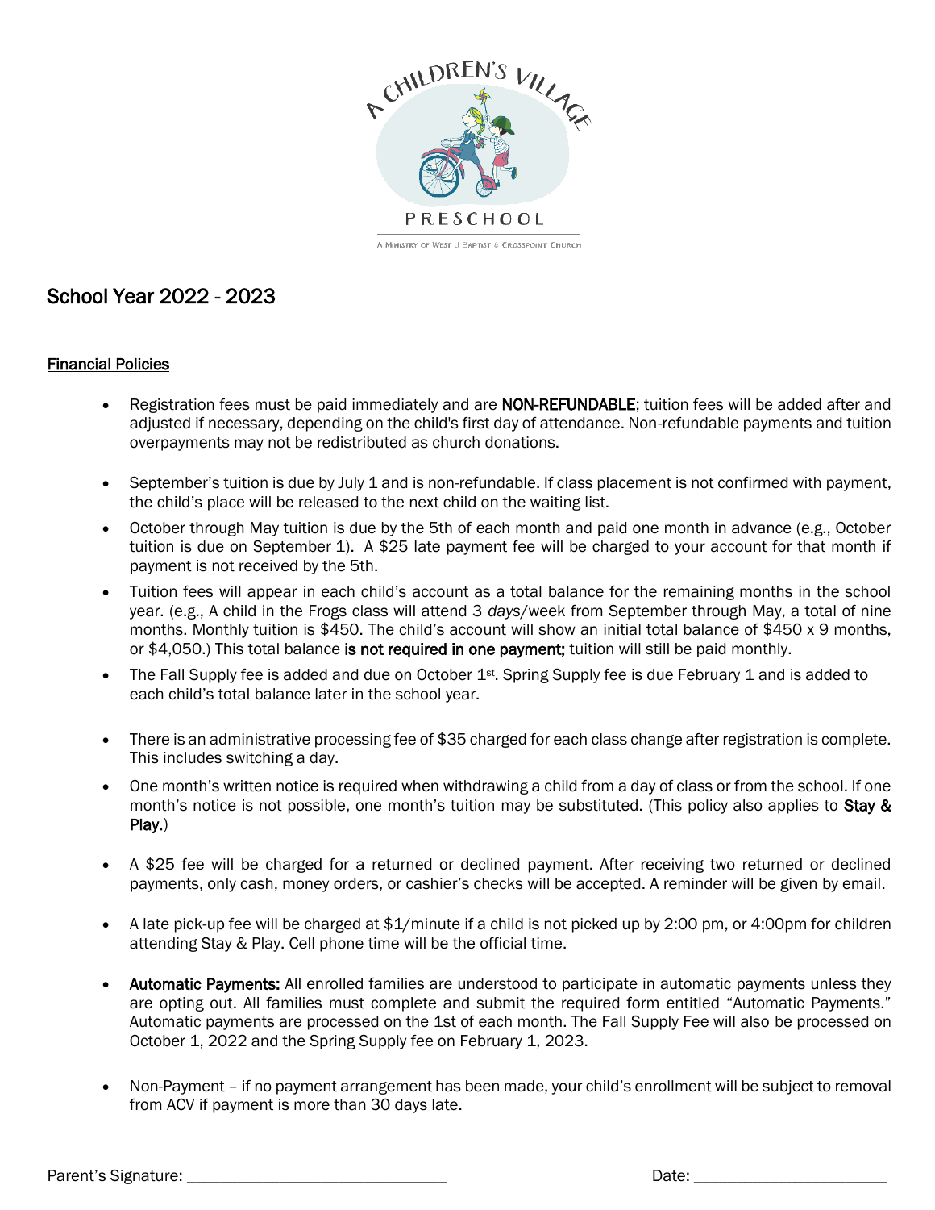A CHILDREN'S VILLAGE

PRESCHOOL

A Ministry of West U Baptist & Crosspoint Church

## School Year 2022 - 2023

### Financial Policies

- Registration fees must be paid immediately and are **NON-REFUNDABLE**; tuition fees will be added after and adjusted if necessary, depending on the child's first day of attendance. Non-refundable payments and tuition overpayments may not be redistributed as church donations.

- September's tuition is due by July 1 and is non-refundable. If class placement is not confirmed with payment, the child's place will be released to the next child on the waiting list.
- October through May tuition is due by the 5th of each month and paid one month in advance (e.g., October tuition is due on September 1). A $25 late payment fee will be charged to your account for that month if payment is not received by the 5th.
- Tuition fees will appear in each child's account as a total balance for the remaining months in the school year. (e.g., A child in the Frogs class will attend 3 *days*/week from September through May, a total of nine months. Monthly tuition is $450. The child's account will show an initial total balance of $450 x 9 months, or $4,050.) This total balance **is not required in one payment;** tuition will still be paid monthly.
- The Fall Supply fee is added and due on October 1st. Spring Supply fee is due February 1 and is added to each child's total balance later in the school year.

- There is an administrative processing fee of $35 charged for each class change after registration is complete. This includes switching a day.
- One month's written notice is required when withdrawing a child from a day of class or from the school. If one month's notice is not possible, one month's tuition may be substituted. (This policy also applies to **Stay & Play.**)

- A $25 fee will be charged for a returned or declined payment. After receiving two returned or declined payments, only cash, money orders, or cashier's checks will be accepted. A reminder will be given by email.

- A late pick-up fee will be charged at $1/minute if a child is not picked up by 2:00 pm, or 4:00pm for children attending Stay & Play. Cell phone time will be the official time.

- **Automatic Payments:** All enrolled families are understood to participate in automatic payments unless they are opting out. All families must complete and submit the required form entitled "Automatic Payments." Automatic payments are processed on the 1st of each month. The Fall Supply Fee will also be processed on October 1, 2022 and the Spring Supply fee on February 1, 2023.

- Non-Payment – if no payment arrangement has been made, your child's enrollment will be subject to removal from ACV if payment is more than 30 days late.

Parent's Signature: ______________________________ Date: ______________________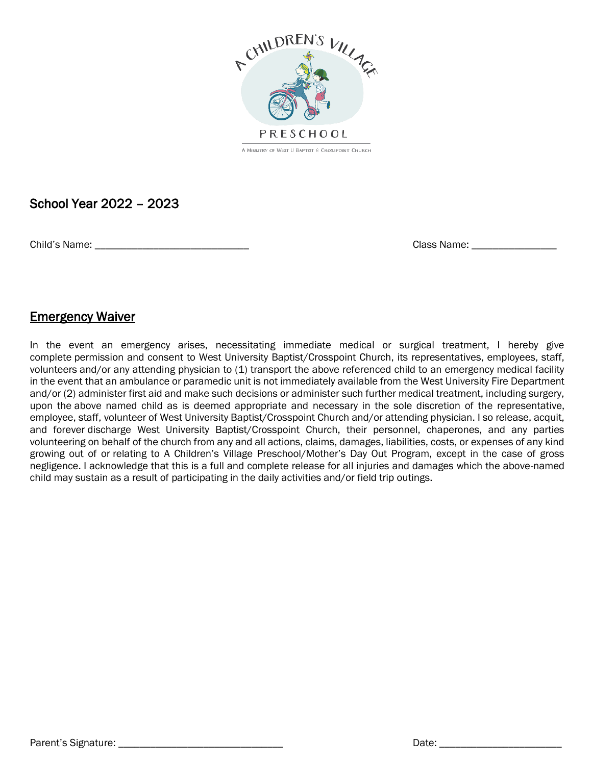A CHILDREN'S VILLAGE

PRESCHOOL

A MINISTRY OF WEST U BAPTIST & CROSSPOINT CHURCH

## School Year 2022 – 2023

Child's Name: _____________________________ Class Name: ________________

## Emergency Waiver

In the event an emergency arises, necessitating immediate medical or surgical treatment, I hereby give complete permission and consent to West University Baptist/Crosspoint Church, its representatives, employees, staff, volunteers and/or any attending physician to (1) transport the above referenced child to an emergency medical facility in the event that an ambulance or paramedic unit is not immediately available from the West University Fire Department and/or (2) administer first aid and make such decisions or administer such further medical treatment, including surgery, upon the above named child as is deemed appropriate and necessary in the sole discretion of the representative, employee, staff, volunteer of West University Baptist/Crosspoint Church and/or attending physician. I so release, acquit, and forever discharge West University Baptist/Crosspoint Church, their personnel, chaperones, and any parties volunteering on behalf of the church from any and all actions, claims, damages, liabilities, costs, or expenses of any kind growing out of or relating to A Children's Village Preschool/Mother's Day Out Program, except in the case of gross negligence. I acknowledge that this is a full and complete release for all injuries and damages which the above-named child may sustain as a result of participating in the daily activities and/or field trip outings.

Parent's Signature: _______________________________ Date: _______________________